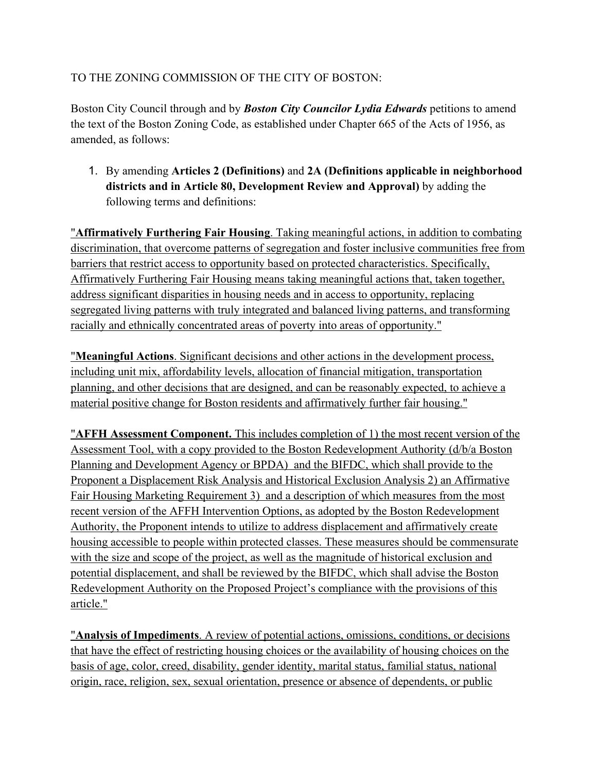TO THE ZONING COMMISSION OF THE CITY OF BOSTON:

Boston City Council through and by ***Boston City Councilor Lydia Edwards*** petitions to amend the text of the Boston Zoning Code, as established under Chapter 665 of the Acts of 1956, as amended, as follows:

1. By amending **Articles 2 (Definitions)** and **2A (Definitions applicable in neighborhood districts and in Article 80, Development Review and Approval)** by adding the following terms and definitions:

"**Affirmatively Furthering Fair Housing**. Taking meaningful actions, in addition to combating discrimination, that overcome patterns of segregation and foster inclusive communities free from barriers that restrict access to opportunity based on protected characteristics. Specifically, Affirmatively Furthering Fair Housing means taking meaningful actions that, taken together, address significant disparities in housing needs and in access to opportunity, replacing segregated living patterns with truly integrated and balanced living patterns, and transforming racially and ethnically concentrated areas of poverty into areas of opportunity."

"**Meaningful Actions**. Significant decisions and other actions in the development process, including unit mix, affordability levels, allocation of financial mitigation, transportation planning, and other decisions that are designed, and can be reasonably expected, to achieve a material positive change for Boston residents and affirmatively further fair housing."

"**AFFH Assessment Component.** This includes completion of 1) the most recent version of the Assessment Tool, with a copy provided to the Boston Redevelopment Authority (d/b/a Boston Planning and Development Agency or BPDA) and the BIFDC, which shall provide to the Proponent a Displacement Risk Analysis and Historical Exclusion Analysis 2) an Affirmative Fair Housing Marketing Requirement 3) and a description of which measures from the most recent version of the AFFH Intervention Options, as adopted by the Boston Redevelopment Authority, the Proponent intends to utilize to address displacement and affirmatively create housing accessible to people within protected classes. These measures should be commensurate with the size and scope of the project, as well as the magnitude of historical exclusion and potential displacement, and shall be reviewed by the BIFDC, which shall advise the Boston Redevelopment Authority on the Proposed Project's compliance with the provisions of this article."

"**Analysis of Impediments**. A review of potential actions, omissions, conditions, or decisions that have the effect of restricting housing choices or the availability of housing choices on the basis of age, color, creed, disability, gender identity, marital status, familial status, national origin, race, religion, sex, sexual orientation, presence or absence of dependents, or public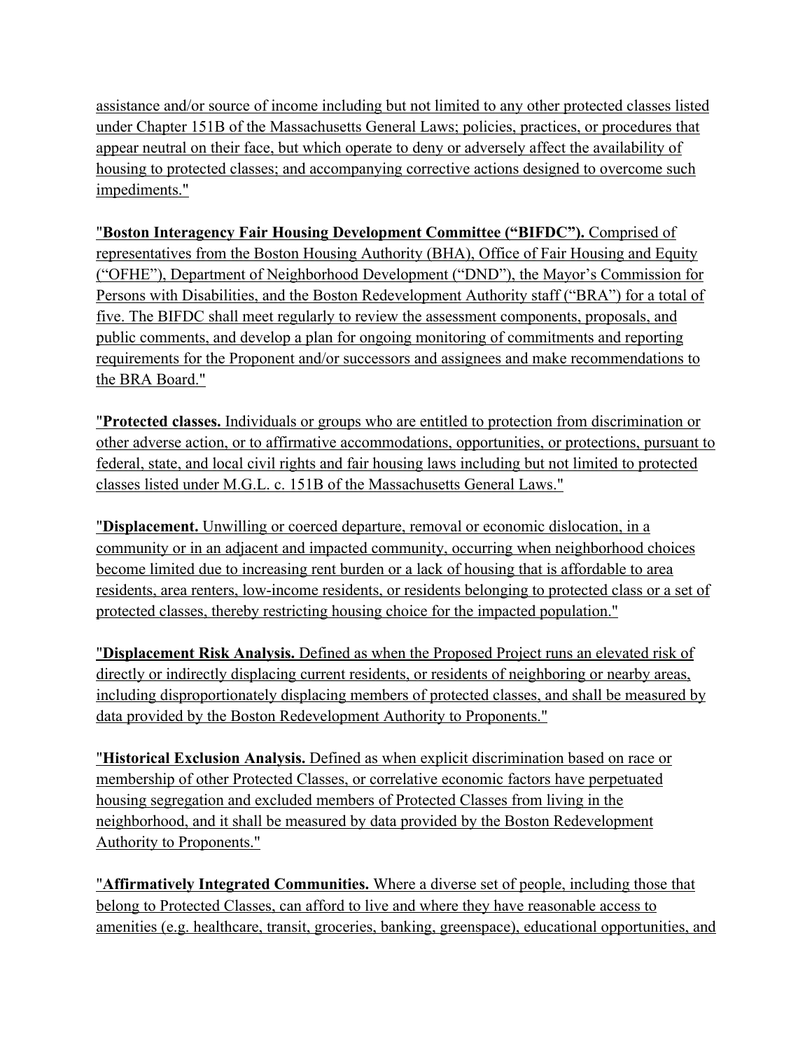assistance and/or source of income including but not limited to any other protected classes listed under Chapter 151B of the Massachusetts General Laws; policies, practices, or procedures that appear neutral on their face, but which operate to deny or adversely affect the availability of housing to protected classes; and accompanying corrective actions designed to overcome such impediments."

"**Boston Interagency Fair Housing Development Committee ("BIFDC").** Comprised of representatives from the Boston Housing Authority (BHA), Office of Fair Housing and Equity ("OFHE"), Department of Neighborhood Development ("DND"), the Mayor's Commission for Persons with Disabilities, and the Boston Redevelopment Authority staff ("BRA") for a total of five. The BIFDC shall meet regularly to review the assessment components, proposals, and public comments, and develop a plan for ongoing monitoring of commitments and reporting requirements for the Proponent and/or successors and assignees and make recommendations to the BRA Board."

"**Protected classes.** Individuals or groups who are entitled to protection from discrimination or other adverse action, or to affirmative accommodations, opportunities, or protections, pursuant to federal, state, and local civil rights and fair housing laws including but not limited to protected classes listed under M.G.L. c. 151B of the Massachusetts General Laws."

"**Displacement.** Unwilling or coerced departure, removal or economic dislocation, in a community or in an adjacent and impacted community, occurring when neighborhood choices become limited due to increasing rent burden or a lack of housing that is affordable to area residents, area renters, low-income residents, or residents belonging to protected class or a set of protected classes, thereby restricting housing choice for the impacted population."

"**Displacement Risk Analysis.** Defined as when the Proposed Project runs an elevated risk of directly or indirectly displacing current residents, or residents of neighboring or nearby areas, including disproportionately displacing members of protected classes, and shall be measured by data provided by the Boston Redevelopment Authority to Proponents."

"**Historical Exclusion Analysis.** Defined as when explicit discrimination based on race or membership of other Protected Classes, or correlative economic factors have perpetuated housing segregation and excluded members of Protected Classes from living in the neighborhood, and it shall be measured by data provided by the Boston Redevelopment Authority to Proponents."

"**Affirmatively Integrated Communities.** Where a diverse set of people, including those that belong to Protected Classes, can afford to live and where they have reasonable access to amenities (e.g. healthcare, transit, groceries, banking, greenspace), educational opportunities, and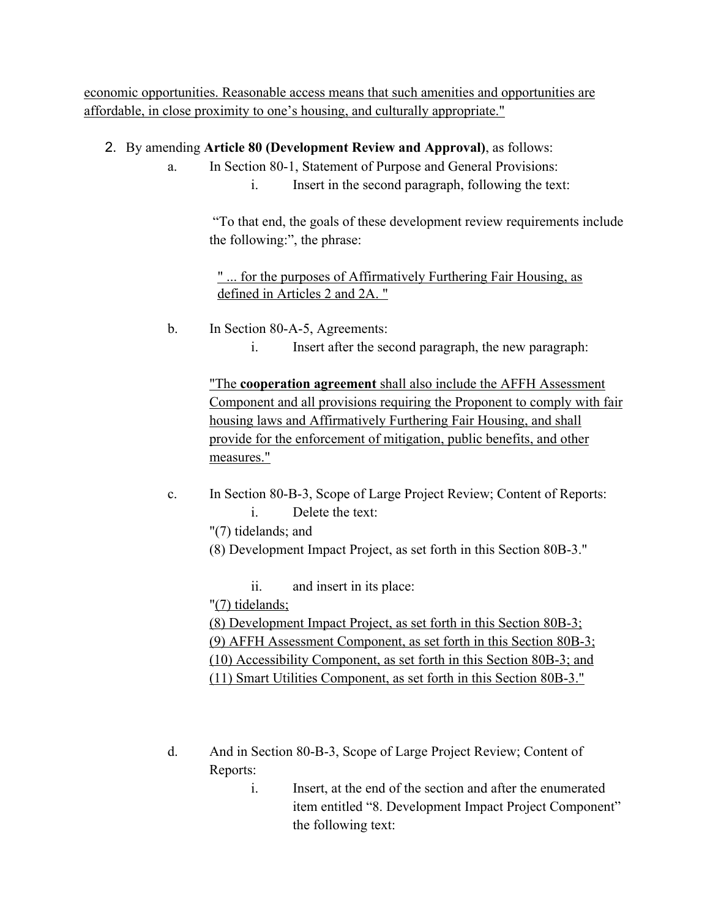<u>economic opportunities. Reasonable access means that such amenities and opportunities are affordable, in close proximity to one's housing, and culturally appropriate."</u>

2. By amending **Article 80 (Development Review and Approval)**, as follows:
   a. In Section 80-1, Statement of Purpose and General Provisions:
      i. Insert in the second paragraph, following the text:

      "To that end, the goals of these development review requirements include the following:", the phrase:

      <u>" ... for the purposes of Affirmatively Furthering Fair Housing, as defined in Articles 2 and 2A. "</u>

   b. In Section 80-A-5, Agreements:
      i. Insert after the second paragraph, the new paragraph:

      <u>"The **cooperation agreement** shall also include the AFFH Assessment Component and all provisions requiring the Proponent to comply with fair housing laws and Affirmatively Furthering Fair Housing, and shall provide for the enforcement of mitigation, public benefits, and other measures."</u>

   c. In Section 80-B-3, Scope of Large Project Review; Content of Reports:
      i. Delete the text:

      "(7) tidelands; and
      (8) Development Impact Project, as set forth in this Section 80B-3."

      ii. and insert in its place:

      "<u>(7) tidelands;</u>
      <u>(8) Development Impact Project, as set forth in this Section 80B-3;</u>
      <u>(9) AFFH Assessment Component, as set forth in this Section 80B-3;</u>
      <u>(10) Accessibility Component, as set forth in this Section 80B-3; and</u>
      <u>(11) Smart Utilities Component, as set forth in this Section 80B-3."</u>

   d. And in Section 80-B-3, Scope of Large Project Review; Content of Reports:
      i. Insert, at the end of the section and after the enumerated item entitled "8. Development Impact Project Component" the following text: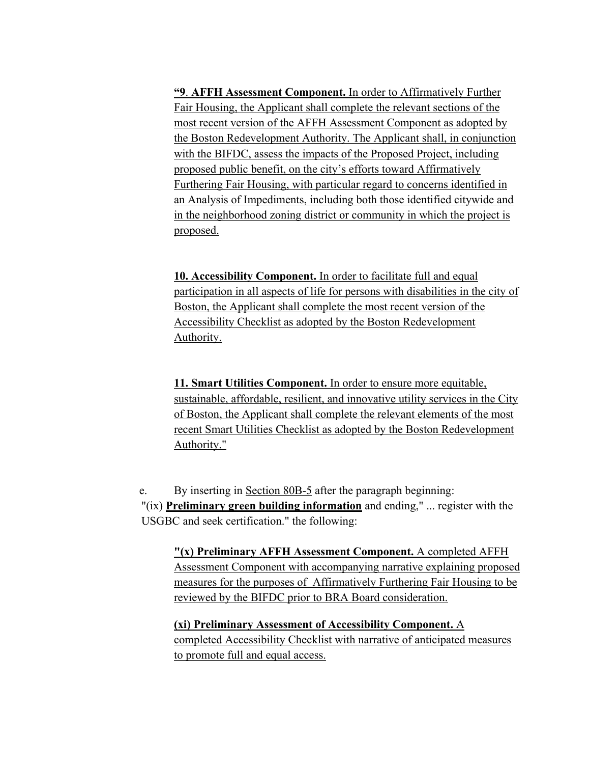**"9**. **AFFH Assessment Component.** In order to Affirmatively Further Fair Housing, the Applicant shall complete the relevant sections of the most recent version of the AFFH Assessment Component as adopted by the Boston Redevelopment Authority. The Applicant shall, in conjunction with the BIFDC, assess the impacts of the Proposed Project, including proposed public benefit, on the city's efforts toward Affirmatively Furthering Fair Housing, with particular regard to concerns identified in an Analysis of Impediments, including both those identified citywide and in the neighborhood zoning district or community in which the project is proposed.

**10. Accessibility Component.** In order to facilitate full and equal participation in all aspects of life for persons with disabilities in the city of Boston, the Applicant shall complete the most recent version of the Accessibility Checklist as adopted by the Boston Redevelopment Authority.

**11. Smart Utilities Component.** In order to ensure more equitable, sustainable, affordable, resilient, and innovative utility services in the City of Boston, the Applicant shall complete the relevant elements of the most recent Smart Utilities Checklist as adopted by the Boston Redevelopment Authority."

e. By inserting in Section 80B-5 after the paragraph beginning: "(ix) **Preliminary green building information** and ending," ... register with the USGBC and seek certification." the following:

**"(x) Preliminary AFFH Assessment Component.** A completed AFFH Assessment Component with accompanying narrative explaining proposed measures for the purposes of Affirmatively Furthering Fair Housing to be reviewed by the BIFDC prior to BRA Board consideration.

**(xi) Preliminary Assessment of Accessibility Component.** A completed Accessibility Checklist with narrative of anticipated measures to promote full and equal access.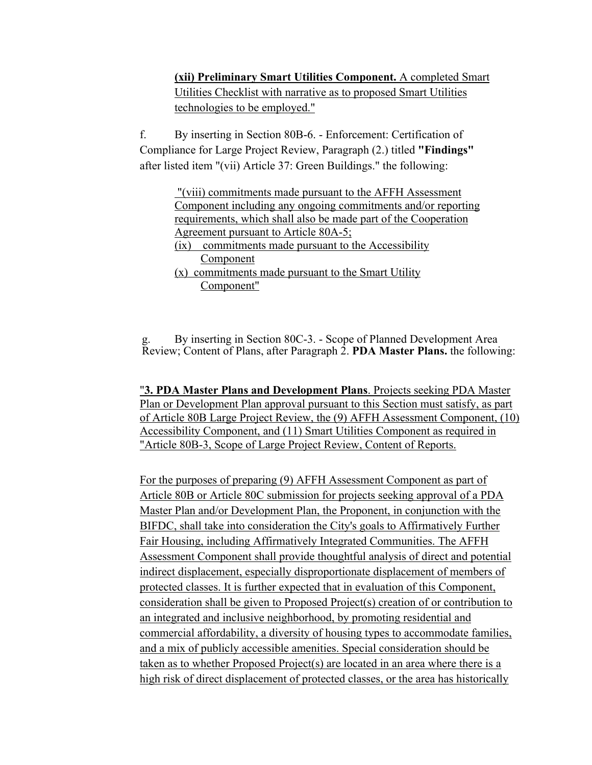**(xii) Preliminary Smart Utilities Component.** A completed Smart Utilities Checklist with narrative as to proposed Smart Utilities technologies to be employed."

f. By inserting in Section 80B-6. - Enforcement: Certification of Compliance for Large Project Review, Paragraph (2.) titled **"Findings"** after listed item "(vii) Article 37: Green Buildings." the following:

"(viii) commitments made pursuant to the AFFH Assessment Component including any ongoing commitments and/or reporting requirements, which shall also be made part of the Cooperation Agreement pursuant to Article 80A-5;
(ix) commitments made pursuant to the Accessibility Component
(x) commitments made pursuant to the Smart Utility Component"

g. By inserting in Section 80C-3. - Scope of Planned Development Area Review; Content of Plans, after Paragraph 2. **PDA Master Plans.** the following:

"**3. PDA Master Plans and Development Plans**. Projects seeking PDA Master Plan or Development Plan approval pursuant to this Section must satisfy, as part of Article 80B Large Project Review, the (9) AFFH Assessment Component, (10) Accessibility Component, and (11) Smart Utilities Component as required in "Article 80B-3, Scope of Large Project Review, Content of Reports.

For the purposes of preparing (9) AFFH Assessment Component as part of Article 80B or Article 80C submission for projects seeking approval of a PDA Master Plan and/or Development Plan, the Proponent, in conjunction with the BIFDC, shall take into consideration the City's goals to Affirmatively Further Fair Housing, including Affirmatively Integrated Communities. The AFFH Assessment Component shall provide thoughtful analysis of direct and potential indirect displacement, especially disproportionate displacement of members of protected classes. It is further expected that in evaluation of this Component, consideration shall be given to Proposed Project(s) creation of or contribution to an integrated and inclusive neighborhood, by promoting residential and commercial affordability, a diversity of housing types to accommodate families, and a mix of publicly accessible amenities. Special consideration should be taken as to whether Proposed Project(s) are located in an area where there is a high risk of direct displacement of protected classes, or the area has historically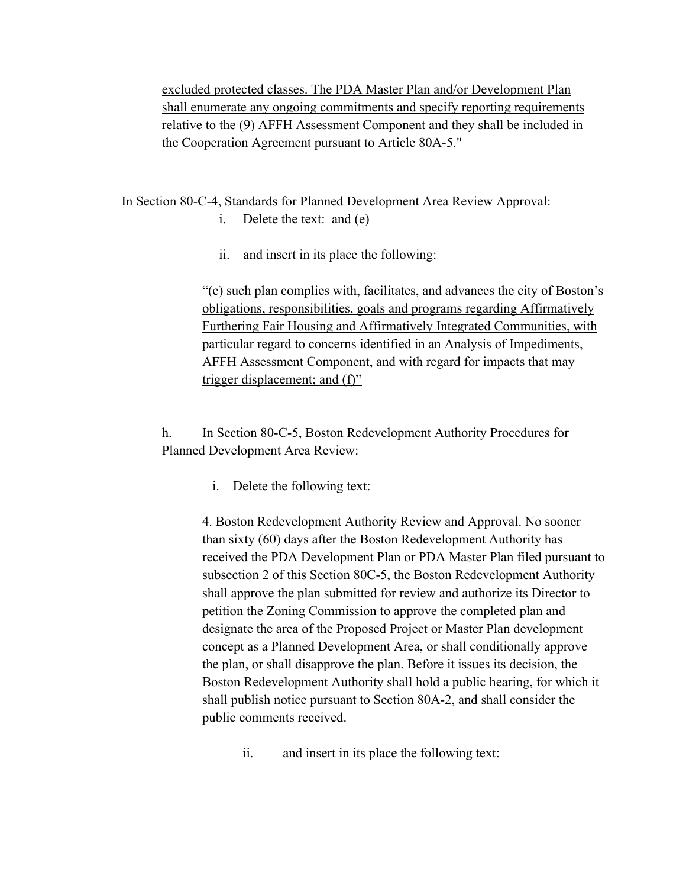<u>excluded protected classes. The PDA Master Plan and/or Development Plan shall enumerate any ongoing commitments and specify reporting requirements relative to the (9) AFFH Assessment Component and they shall be included in the Cooperation Agreement pursuant to Article 80A-5."</u>

In Section 80-C-4, Standards for Planned Development Area Review Approval:

i. Delete the text: and (e)

ii. and insert in its place the following:

<u>"(e) such plan complies with, facilitates, and advances the city of Boston's obligations, responsibilities, goals and programs regarding Affirmatively Furthering Fair Housing and Affirmatively Integrated Communities, with particular regard to concerns identified in an Analysis of Impediments, AFFH Assessment Component, and with regard for impacts that may trigger displacement; and (f)"</u>

h. In Section 80-C-5, Boston Redevelopment Authority Procedures for Planned Development Area Review:

i. Delete the following text:

4. Boston Redevelopment Authority Review and Approval. No sooner than sixty (60) days after the Boston Redevelopment Authority has received the PDA Development Plan or PDA Master Plan filed pursuant to subsection 2 of this Section 80C-5, the Boston Redevelopment Authority shall approve the plan submitted for review and authorize its Director to petition the Zoning Commission to approve the completed plan and designate the area of the Proposed Project or Master Plan development concept as a Planned Development Area, or shall conditionally approve the plan, or shall disapprove the plan. Before it issues its decision, the Boston Redevelopment Authority shall hold a public hearing, for which it shall publish notice pursuant to Section 80A-2, and shall consider the public comments received.

ii. and insert in its place the following text: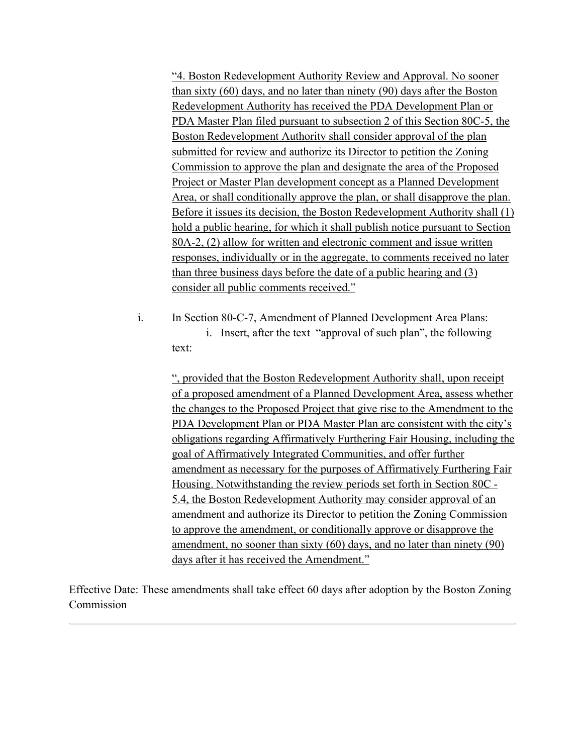<u>"4. Boston Redevelopment Authority Review and Approval. No sooner than sixty (60) days, and no later than ninety (90) days after the Boston Redevelopment Authority has received the PDA Development Plan or PDA Master Plan filed pursuant to subsection 2 of this Section 80C-5, the Boston Redevelopment Authority shall consider approval of the plan submitted for review and authorize its Director to petition the Zoning Commission to approve the plan and designate the area of the Proposed Project or Master Plan development concept as a Planned Development Area, or shall conditionally approve the plan, or shall disapprove the plan. Before it issues its decision, the Boston Redevelopment Authority shall (1) hold a public hearing, for which it shall publish notice pursuant to Section 80A-2, (2) allow for written and electronic comment and issue written responses, individually or in the aggregate, to comments received no later than three business days before the date of a public hearing and (3) consider all public comments received."</u>

i. In Section 80-C-7, Amendment of Planned Development Area Plans:
   i. Insert, after the text "approval of such plan", the following text:

<u>", provided that the Boston Redevelopment Authority shall, upon receipt of a proposed amendment of a Planned Development Area, assess whether the changes to the Proposed Project that give rise to the Amendment to the PDA Development Plan or PDA Master Plan are consistent with the city's obligations regarding Affirmatively Furthering Fair Housing, including the goal of Affirmatively Integrated Communities, and offer further amendment as necessary for the purposes of Affirmatively Furthering Fair Housing. Notwithstanding the review periods set forth in Section 80C - 5.4, the Boston Redevelopment Authority may consider approval of an amendment and authorize its Director to petition the Zoning Commission to approve the amendment, or conditionally approve or disapprove the amendment, no sooner than sixty (60) days, and no later than ninety (90) days after it has received the Amendment."</u>

Effective Date: These amendments shall take effect 60 days after adoption by the Boston Zoning Commission

---